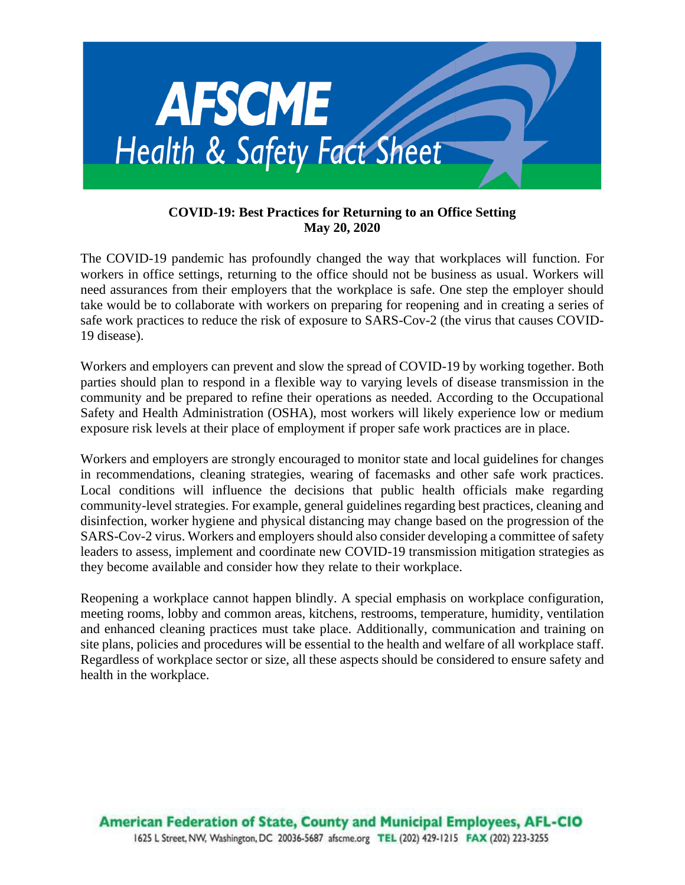# AFSCME
## Health & Safety Fact Sheet

**COVID-19: Best Practices for Returning to an Office Setting**
**May 20, 2020**

The COVID-19 pandemic has profoundly changed the way that workplaces will function. For workers in office settings, returning to the office should not be business as usual. Workers will need assurances from their employers that the workplace is safe. One step the employer should take would be to collaborate with workers on preparing for reopening and in creating a series of safe work practices to reduce the risk of exposure to SARS-Cov-2 (the virus that causes COVID-19 disease).

Workers and employers can prevent and slow the spread of COVID-19 by working together. Both parties should plan to respond in a flexible way to varying levels of disease transmission in the community and be prepared to refine their operations as needed. According to the Occupational Safety and Health Administration (OSHA), most workers will likely experience low or medium exposure risk levels at their place of employment if proper safe work practices are in place.

Workers and employers are strongly encouraged to monitor state and local guidelines for changes in recommendations, cleaning strategies, wearing of facemasks and other safe work practices. Local conditions will influence the decisions that public health officials make regarding community-level strategies. For example, general guidelines regarding best practices, cleaning and disinfection, worker hygiene and physical distancing may change based on the progression of the SARS-Cov-2 virus. Workers and employers should also consider developing a committee of safety leaders to assess, implement and coordinate new COVID-19 transmission mitigation strategies as they become available and consider how they relate to their workplace.

Reopening a workplace cannot happen blindly. A special emphasis on workplace configuration, meeting rooms, lobby and common areas, kitchens, restrooms, temperature, humidity, ventilation and enhanced cleaning practices must take place. Additionally, communication and training on site plans, policies and procedures will be essential to the health and welfare of all workplace staff. Regardless of workplace sector or size, all these aspects should be considered to ensure safety and health in the workplace.

**American Federation of State, County and Municipal Employees, AFL-CIO**
1625 L Street, NW, Washington, DC 20036-5687 afscme.org **TEL** (202) 429-1215 **FAX** (202) 223-3255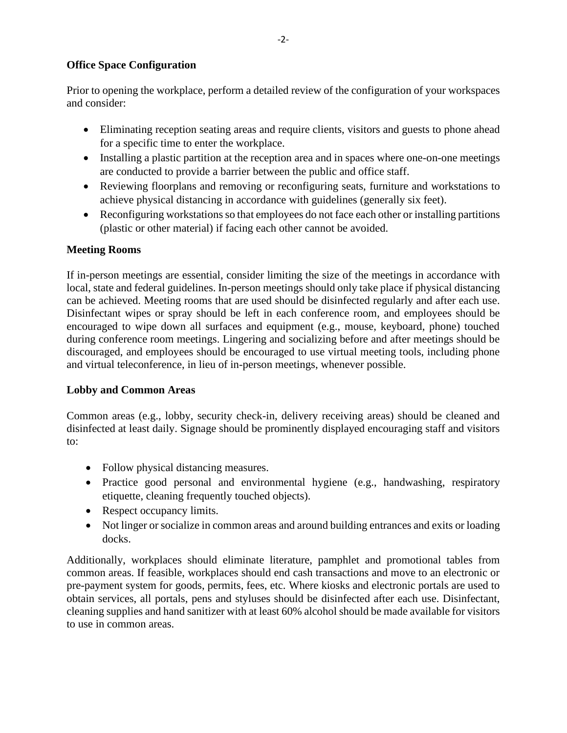**Office Space Configuration**

Prior to opening the workplace, perform a detailed review of the configuration of your workspaces and consider:

- Eliminating reception seating areas and require clients, visitors and guests to phone ahead for a specific time to enter the workplace.
- Installing a plastic partition at the reception area and in spaces where one-on-one meetings are conducted to provide a barrier between the public and office staff.
- Reviewing floorplans and removing or reconfiguring seats, furniture and workstations to achieve physical distancing in accordance with guidelines (generally six feet).
- Reconfiguring workstations so that employees do not face each other or installing partitions (plastic or other material) if facing each other cannot be avoided.

**Meeting Rooms**

If in-person meetings are essential, consider limiting the size of the meetings in accordance with local, state and federal guidelines. In-person meetings should only take place if physical distancing can be achieved. Meeting rooms that are used should be disinfected regularly and after each use. Disinfectant wipes or spray should be left in each conference room, and employees should be encouraged to wipe down all surfaces and equipment (e.g., mouse, keyboard, phone) touched during conference room meetings. Lingering and socializing before and after meetings should be discouraged, and employees should be encouraged to use virtual meeting tools, including phone and virtual teleconference, in lieu of in-person meetings, whenever possible.

**Lobby and Common Areas**

Common areas (e.g., lobby, security check-in, delivery receiving areas) should be cleaned and disinfected at least daily. Signage should be prominently displayed encouraging staff and visitors to:

- Follow physical distancing measures.
- Practice good personal and environmental hygiene (e.g., handwashing, respiratory etiquette, cleaning frequently touched objects).
- Respect occupancy limits.
- Not linger or socialize in common areas and around building entrances and exits or loading docks.

Additionally, workplaces should eliminate literature, pamphlet and promotional tables from common areas. If feasible, workplaces should end cash transactions and move to an electronic or pre-payment system for goods, permits, fees, etc. Where kiosks and electronic portals are used to obtain services, all portals, pens and styluses should be disinfected after each use. Disinfectant, cleaning supplies and hand sanitizer with at least 60% alcohol should be made available for visitors to use in common areas.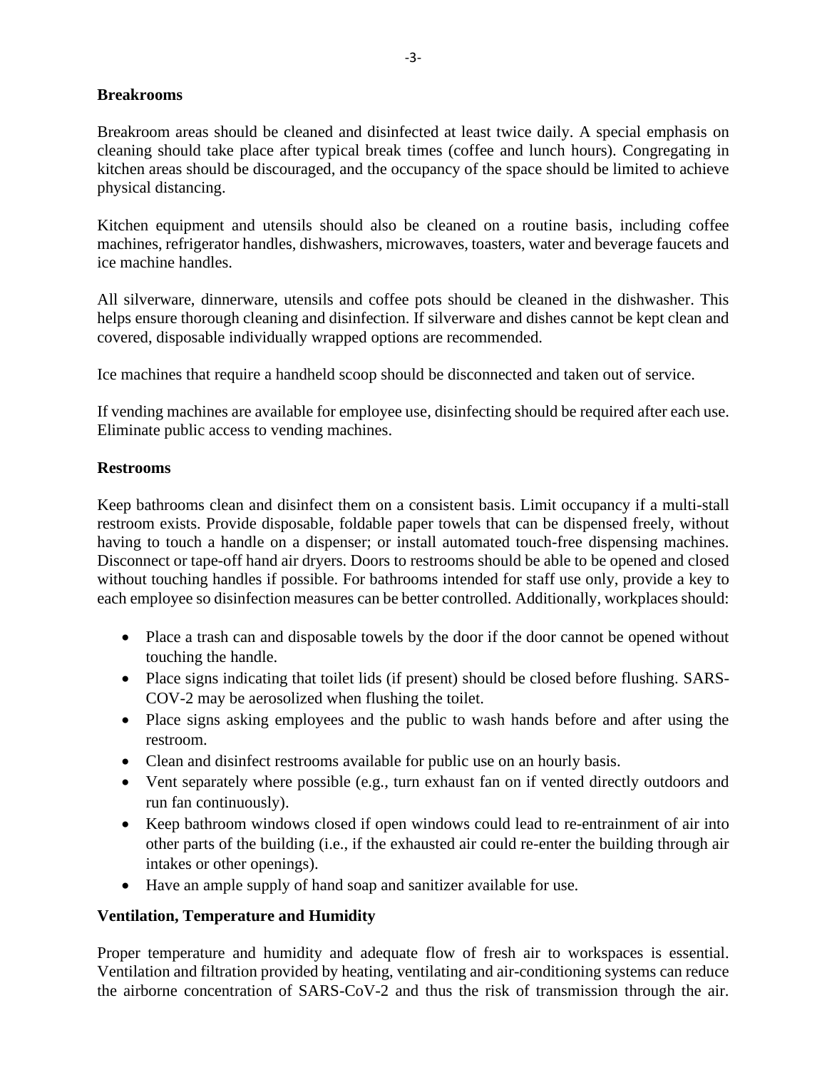**Breakrooms**

Breakroom areas should be cleaned and disinfected at least twice daily. A special emphasis on cleaning should take place after typical break times (coffee and lunch hours). Congregating in kitchen areas should be discouraged, and the occupancy of the space should be limited to achieve physical distancing.

Kitchen equipment and utensils should also be cleaned on a routine basis, including coffee machines, refrigerator handles, dishwashers, microwaves, toasters, water and beverage faucets and ice machine handles.

All silverware, dinnerware, utensils and coffee pots should be cleaned in the dishwasher. This helps ensure thorough cleaning and disinfection. If silverware and dishes cannot be kept clean and covered, disposable individually wrapped options are recommended.

Ice machines that require a handheld scoop should be disconnected and taken out of service.

If vending machines are available for employee use, disinfecting should be required after each use. Eliminate public access to vending machines.

**Restrooms**

Keep bathrooms clean and disinfect them on a consistent basis. Limit occupancy if a multi-stall restroom exists. Provide disposable, foldable paper towels that can be dispensed freely, without having to touch a handle on a dispenser; or install automated touch-free dispensing machines. Disconnect or tape-off hand air dryers. Doors to restrooms should be able to be opened and closed without touching handles if possible. For bathrooms intended for staff use only, provide a key to each employee so disinfection measures can be better controlled. Additionally, workplaces should:

- Place a trash can and disposable towels by the door if the door cannot be opened without touching the handle.
- Place signs indicating that toilet lids (if present) should be closed before flushing. SARS-COV-2 may be aerosolized when flushing the toilet.
- Place signs asking employees and the public to wash hands before and after using the restroom.
- Clean and disinfect restrooms available for public use on an hourly basis.
- Vent separately where possible (e.g., turn exhaust fan on if vented directly outdoors and run fan continuously).
- Keep bathroom windows closed if open windows could lead to re-entrainment of air into other parts of the building (i.e., if the exhausted air could re-enter the building through air intakes or other openings).
- Have an ample supply of hand soap and sanitizer available for use.

**Ventilation, Temperature and Humidity**

Proper temperature and humidity and adequate flow of fresh air to workspaces is essential. Ventilation and filtration provided by heating, ventilating and air-conditioning systems can reduce the airborne concentration of SARS-CoV-2 and thus the risk of transmission through the air.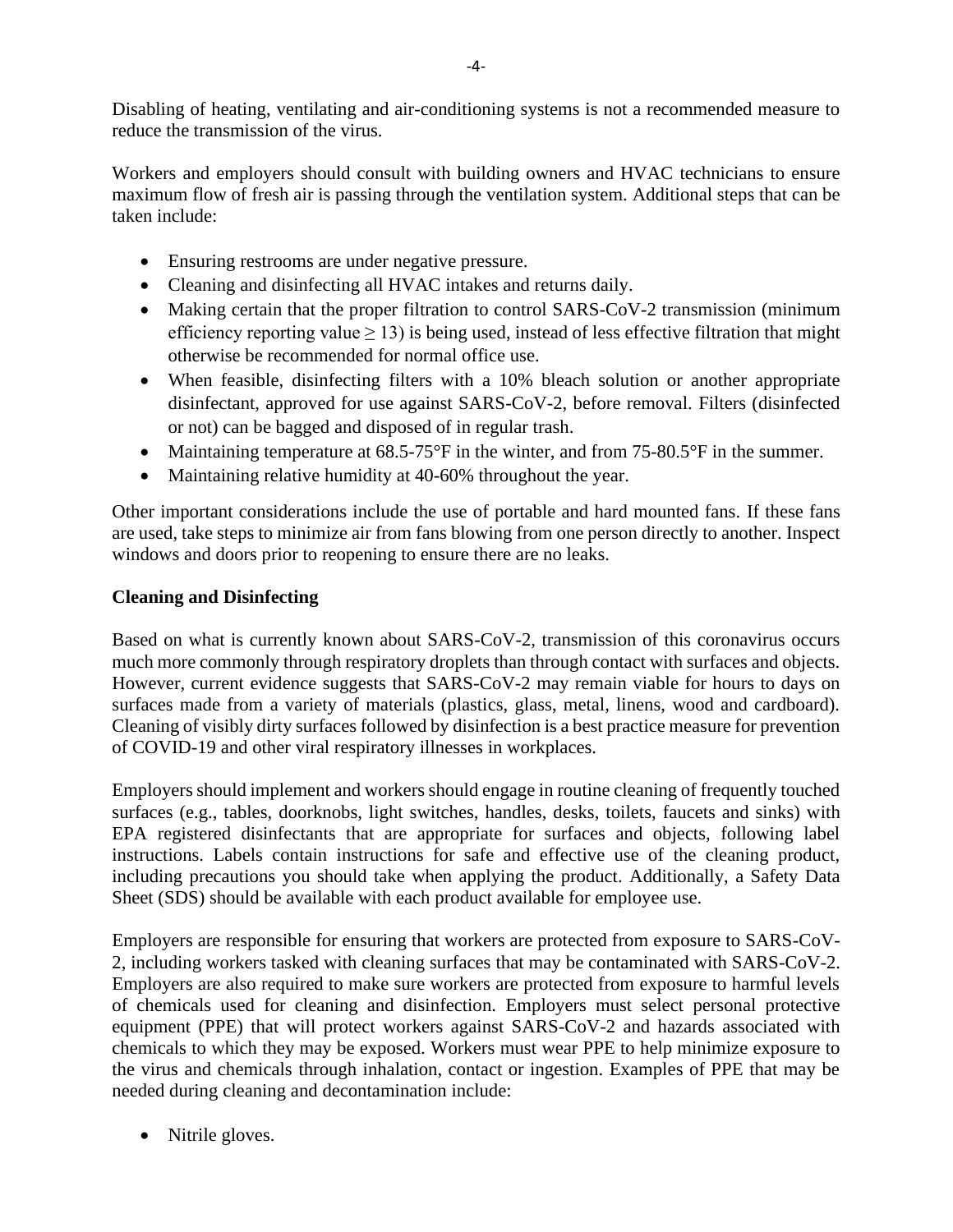Disabling of heating, ventilating and air-conditioning systems is not a recommended measure to reduce the transmission of the virus.

Workers and employers should consult with building owners and HVAC technicians to ensure maximum flow of fresh air is passing through the ventilation system. Additional steps that can be taken include:

- Ensuring restrooms are under negative pressure.
- Cleaning and disinfecting all HVAC intakes and returns daily.
- Making certain that the proper filtration to control SARS-CoV-2 transmission (minimum efficiency reporting value $\geq 13$) is being used, instead of less effective filtration that might otherwise be recommended for normal office use.
- When feasible, disinfecting filters with a 10% bleach solution or another appropriate disinfectant, approved for use against SARS-CoV-2, before removal. Filters (disinfected or not) can be bagged and disposed of in regular trash.
- Maintaining temperature at 68.5-75°F in the winter, and from 75-80.5°F in the summer.
- Maintaining relative humidity at 40-60% throughout the year.

Other important considerations include the use of portable and hard mounted fans. If these fans are used, take steps to minimize air from fans blowing from one person directly to another. Inspect windows and doors prior to reopening to ensure there are no leaks.

**Cleaning and Disinfecting**

Based on what is currently known about SARS-CoV-2, transmission of this coronavirus occurs much more commonly through respiratory droplets than through contact with surfaces and objects. However, current evidence suggests that SARS-CoV-2 may remain viable for hours to days on surfaces made from a variety of materials (plastics, glass, metal, linens, wood and cardboard). Cleaning of visibly dirty surfaces followed by disinfection is a best practice measure for prevention of COVID-19 and other viral respiratory illnesses in workplaces.

Employers should implement and workers should engage in routine cleaning of frequently touched surfaces (e.g., tables, doorknobs, light switches, handles, desks, toilets, faucets and sinks) with EPA registered disinfectants that are appropriate for surfaces and objects, following label instructions. Labels contain instructions for safe and effective use of the cleaning product, including precautions you should take when applying the product. Additionally, a Safety Data Sheet (SDS) should be available with each product available for employee use.

Employers are responsible for ensuring that workers are protected from exposure to SARS-CoV-2, including workers tasked with cleaning surfaces that may be contaminated with SARS-CoV-2. Employers are also required to make sure workers are protected from exposure to harmful levels of chemicals used for cleaning and disinfection. Employers must select personal protective equipment (PPE) that will protect workers against SARS-CoV-2 and hazards associated with chemicals to which they may be exposed. Workers must wear PPE to help minimize exposure to the virus and chemicals through inhalation, contact or ingestion. Examples of PPE that may be needed during cleaning and decontamination include:

- Nitrile gloves.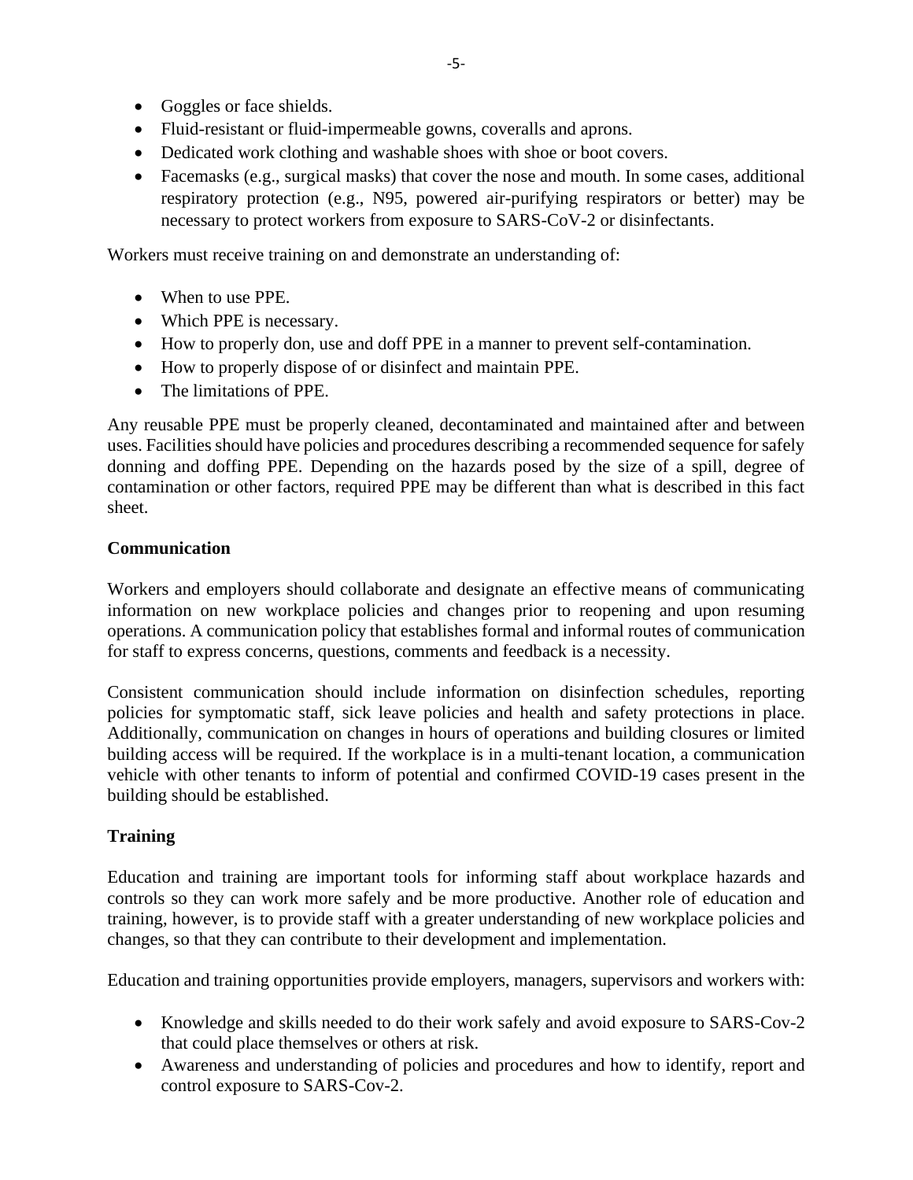- Goggles or face shields.
- Fluid-resistant or fluid-impermeable gowns, coveralls and aprons.
- Dedicated work clothing and washable shoes with shoe or boot covers.
- Facemasks (e.g., surgical masks) that cover the nose and mouth. In some cases, additional respiratory protection (e.g., N95, powered air-purifying respirators or better) may be necessary to protect workers from exposure to SARS-CoV-2 or disinfectants.

Workers must receive training on and demonstrate an understanding of:

- When to use PPE.
- Which PPE is necessary.
- How to properly don, use and doff PPE in a manner to prevent self-contamination.
- How to properly dispose of or disinfect and maintain PPE.
- The limitations of PPE.

Any reusable PPE must be properly cleaned, decontaminated and maintained after and between uses. Facilities should have policies and procedures describing a recommended sequence for safely donning and doffing PPE. Depending on the hazards posed by the size of a spill, degree of contamination or other factors, required PPE may be different than what is described in this fact sheet.

**Communication**

Workers and employers should collaborate and designate an effective means of communicating information on new workplace policies and changes prior to reopening and upon resuming operations. A communication policy that establishes formal and informal routes of communication for staff to express concerns, questions, comments and feedback is a necessity.

Consistent communication should include information on disinfection schedules, reporting policies for symptomatic staff, sick leave policies and health and safety protections in place. Additionally, communication on changes in hours of operations and building closures or limited building access will be required. If the workplace is in a multi-tenant location, a communication vehicle with other tenants to inform of potential and confirmed COVID-19 cases present in the building should be established.

**Training**

Education and training are important tools for informing staff about workplace hazards and controls so they can work more safely and be more productive. Another role of education and training, however, is to provide staff with a greater understanding of new workplace policies and changes, so that they can contribute to their development and implementation.

Education and training opportunities provide employers, managers, supervisors and workers with:

- Knowledge and skills needed to do their work safely and avoid exposure to SARS-Cov-2 that could place themselves or others at risk.
- Awareness and understanding of policies and procedures and how to identify, report and control exposure to SARS-Cov-2.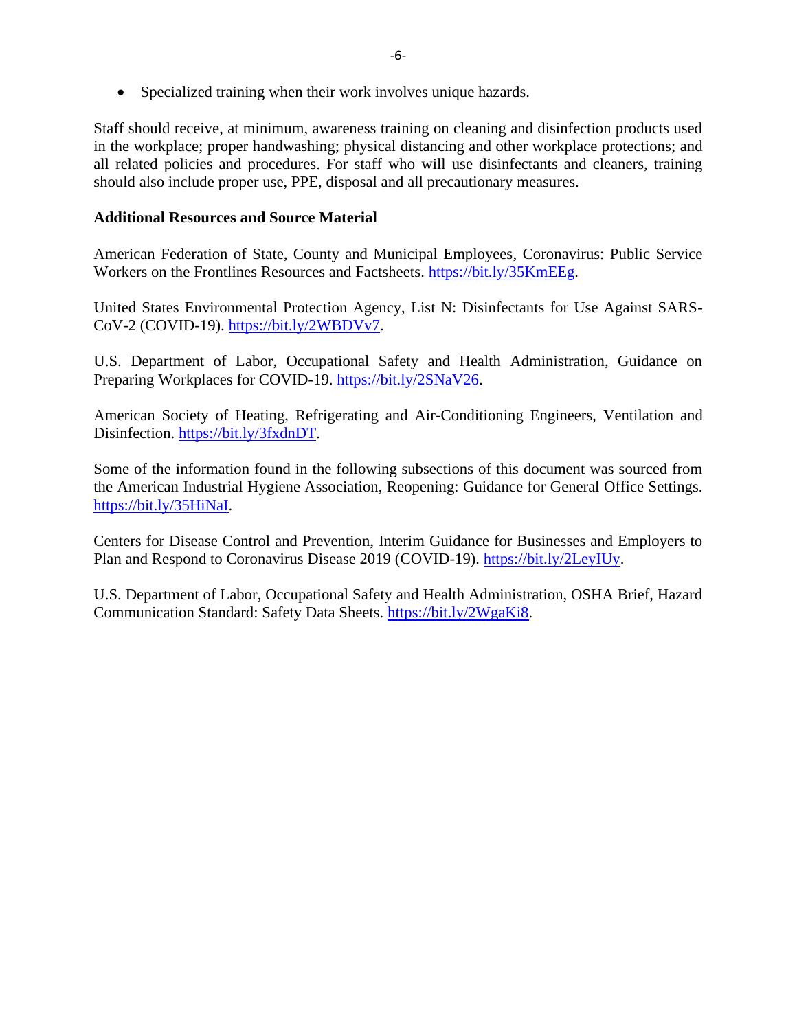- Specialized training when their work involves unique hazards.

Staff should receive, at minimum, awareness training on cleaning and disinfection products used in the workplace; proper handwashing; physical distancing and other workplace protections; and all related policies and procedures. For staff who will use disinfectants and cleaners, training should also include proper use, PPE, disposal and all precautionary measures.

**Additional Resources and Source Material**

American Federation of State, County and Municipal Employees, Coronavirus: Public Service Workers on the Frontlines Resources and Factsheets. https://bit.ly/35KmEEg.

United States Environmental Protection Agency, List N: Disinfectants for Use Against SARS-CoV-2 (COVID-19). https://bit.ly/2WBDVv7.

U.S. Department of Labor, Occupational Safety and Health Administration, Guidance on Preparing Workplaces for COVID-19. https://bit.ly/2SNaV26.

American Society of Heating, Refrigerating and Air-Conditioning Engineers, Ventilation and Disinfection. https://bit.ly/3fxdnDT.

Some of the information found in the following subsections of this document was sourced from the American Industrial Hygiene Association, Reopening: Guidance for General Office Settings. https://bit.ly/35HiNaI.

Centers for Disease Control and Prevention, Interim Guidance for Businesses and Employers to Plan and Respond to Coronavirus Disease 2019 (COVID-19). https://bit.ly/2LeyIUy.

U.S. Department of Labor, Occupational Safety and Health Administration, OSHA Brief, Hazard Communication Standard: Safety Data Sheets. https://bit.ly/2WgaKi8.